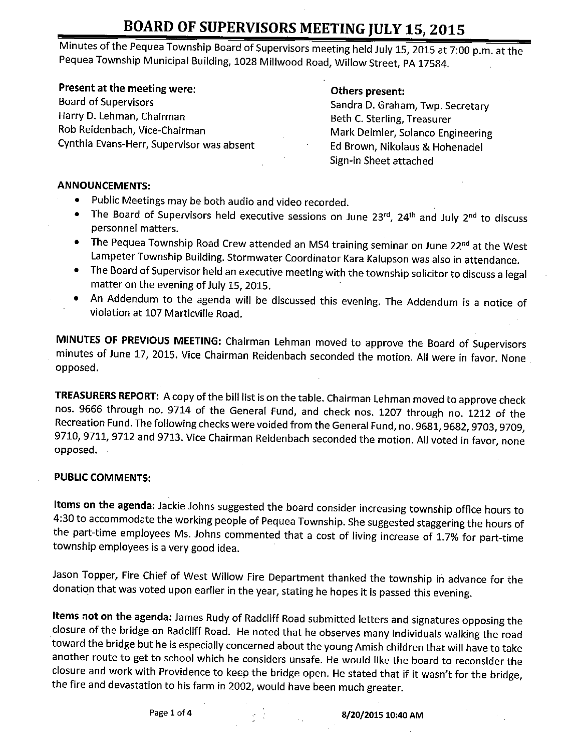# BOARD OF SUPERVISORS MEETING JULY 15, 2015

Minutes of the Pequea Township Board of Supervisors meeting held July 15, 2015 at 7:00 p.m. at the Pequea Township Municipal Building, 1028 Millwood Road, Willow Street, PA 17584.

**Present at the meeting were**:
Board of Supervisors
Harry D. Lehman, Chairman
Rob Reidenbach, Vice-Chairman
Cynthia Evans-Herr, Supervisor was absent

**Others present:**
Sandra D. Graham, Twp. Secretary
Beth C. Sterling, Treasurer
Mark Deimler, Solanco Engineering
Ed Brown, Nikolaus & Hohenadel
Sign-in Sheet attached

**ANNOUNCEMENTS:**

- Public Meetings may be both audio and video recorded.
- The Board of Supervisors held executive sessions on June 23rd, 24th and July 2nd to discuss personnel matters.
- The Pequea Township Road Crew attended an MS4 training seminar on June 22nd at the West Lampeter Township Building. Stormwater Coordinator Kara Kalupson was also in attendance.
- The Board of Supervisor held an executive meeting with the township solicitor to discuss a legal matter on the evening of July 15, 2015.
- An Addendum to the agenda will be discussed this evening. The Addendum is a notice of violation at 107 Marticville Road.

**MINUTES OF PREVIOUS MEETING:** Chairman Lehman moved to approve the Board of Supervisors minutes of June 17, 2015. Vice Chairman Reidenbach seconded the motion. All were in favor. None opposed.

**TREASURERS REPORT:** A copy of the bill list is on the table. Chairman Lehman moved to approve check nos. 9666 through no. 9714 of the General Fund, and check nos. 1207 through no. 1212 of the Recreation Fund. The following checks were voided from the General Fund, no. 9681, 9682, 9703, 9709, 9710, 9711, 9712 and 9713. Vice Chairman Reidenbach seconded the motion. All voted in favor, none opposed.

**PUBLIC COMMENTS:**

**Items on the agenda:** Jackie Johns suggested the board consider increasing township office hours to 4:30 to accommodate the working people of Pequea Township. She suggested staggering the hours of the part-time employees Ms. Johns commented that a cost of living increase of 1.7% for part-time township employees is a very good idea.

Jason Topper, Fire Chief of West Willow Fire Department thanked the township in advance for the donation that was voted upon earlier in the year, stating he hopes it is passed this evening.

**Items not on the agenda:** James Rudy of Radcliff Road submitted letters and signatures opposing the closure of the bridge on Radcliff Road. He noted that he observes many individuals walking the road toward the bridge but he is especially concerned about the young Amish children that will have to take another route to get to school which he considers unsafe. He would like the board to reconsider the closure and work with Providence to keep the bridge open. He stated that if it wasn't for the bridge, the fire and devastation to his farm in 2002, would have been much greater.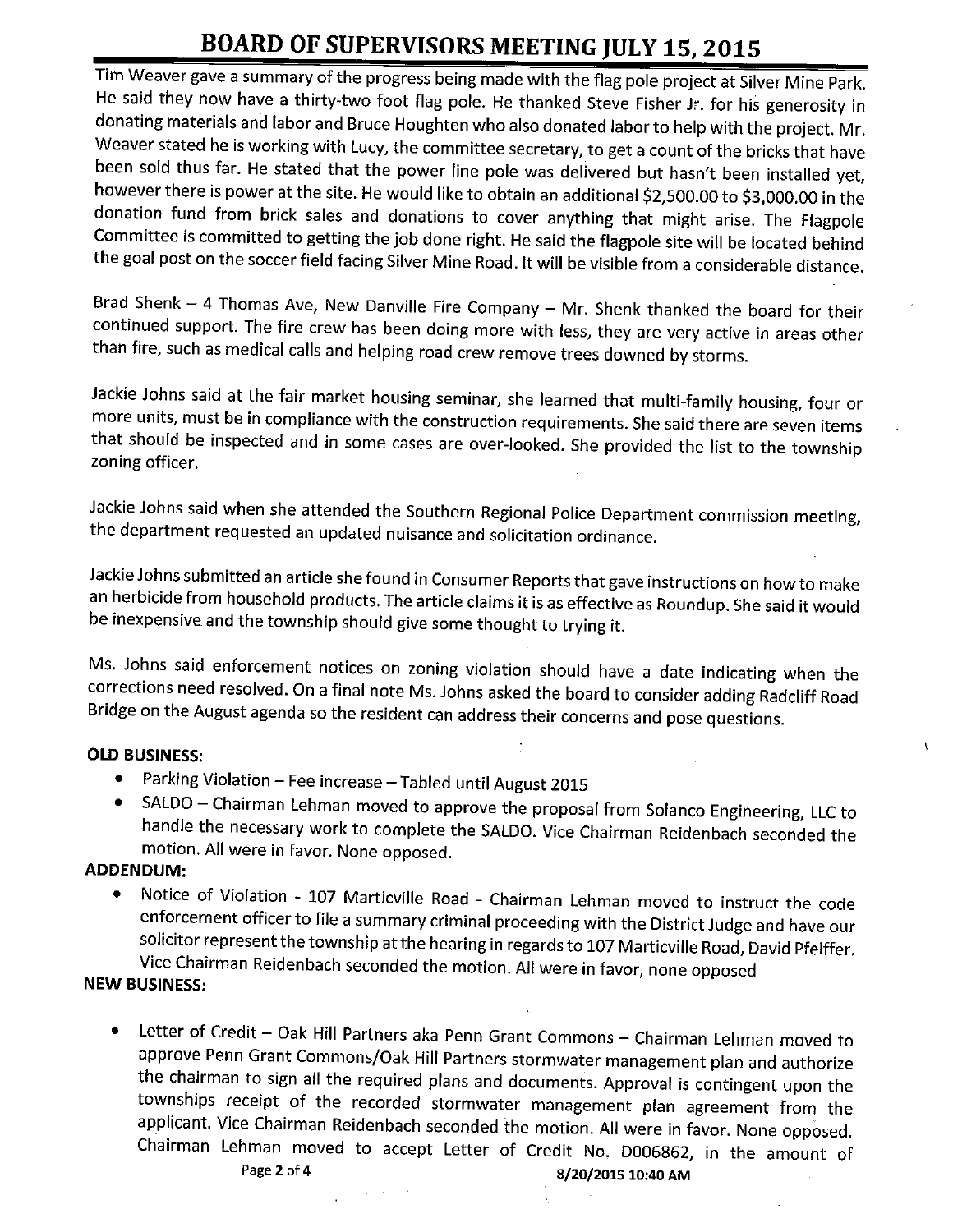Tim Weaver gave a summary of the progress being made with the flag pole project at Silver Mine Park. He said they now have a thirty-two foot flag pole. He thanked Steve Fisher Jr. for his generosity in donating materials and labor and Bruce Houghten who also donated labor to help with the project. Mr. Weaver stated he is working with Lucy, the committee secretary, to get a count of the bricks that have been sold thus far. He stated that the power line pole was delivered but hasn't been installed yet, however there is power at the site. He would like to obtain an additional $2,500.00 to $3,000.00 in the donation fund from brick sales and donations to cover anything that might arise. The Flagpole Committee is committed to getting the job done right. He said the flagpole site will be located behind the goal post on the soccer field facing Silver Mine Road. It will be visible from a considerable distance.

Brad Shenk – 4 Thomas Ave, New Danville Fire Company – Mr. Shenk thanked the board for their continued support. The fire crew has been doing more with less, they are very active in areas other than fire, such as medical calls and helping road crew remove trees downed by storms.

Jackie Johns said at the fair market housing seminar, she learned that multi-family housing, four or more units, must be in compliance with the construction requirements. She said there are seven items that should be inspected and in some cases are over-looked. She provided the list to the township zoning officer.

Jackie Johns said when she attended the Southern Regional Police Department commission meeting, the department requested an updated nuisance and solicitation ordinance.

Jackie Johns submitted an article she found in Consumer Reports that gave instructions on how to make an herbicide from household products. The article claims it is as effective as Roundup. She said it would be inexpensive and the township should give some thought to trying it.

Ms. Johns said enforcement notices on zoning violation should have a date indicating when the corrections need resolved. On a final note Ms. Johns asked the board to consider adding Radcliff Road Bridge on the August agenda so the resident can address their concerns and pose questions.

**OLD BUSINESS:**

- Parking Violation – Fee increase – Tabled until August 2015
- SALDO – Chairman Lehman moved to approve the proposal from Solanco Engineering, LLC to handle the necessary work to complete the SALDO. Vice Chairman Reidenbach seconded the motion. All were in favor. None opposed.

**ADDENDUM:**

- Notice of Violation - 107 Marticville Road - Chairman Lehman moved to instruct the code enforcement officer to file a summary criminal proceeding with the District Judge and have our solicitor represent the township at the hearing in regards to 107 Marticville Road, David Pfeiffer. Vice Chairman Reidenbach seconded the motion. All were in favor, none opposed

**NEW BUSINESS:**

- Letter of Credit – Oak Hill Partners aka Penn Grant Commons – Chairman Lehman moved to approve Penn Grant Commons/Oak Hill Partners stormwater management plan and authorize the chairman to sign all the required plans and documents. Approval is contingent upon the townships receipt of the recorded stormwater management plan agreement from the applicant. Vice Chairman Reidenbach seconded the motion. All were in favor. None opposed. Chairman Lehman moved to accept Letter of Credit No. D006862, in the amount of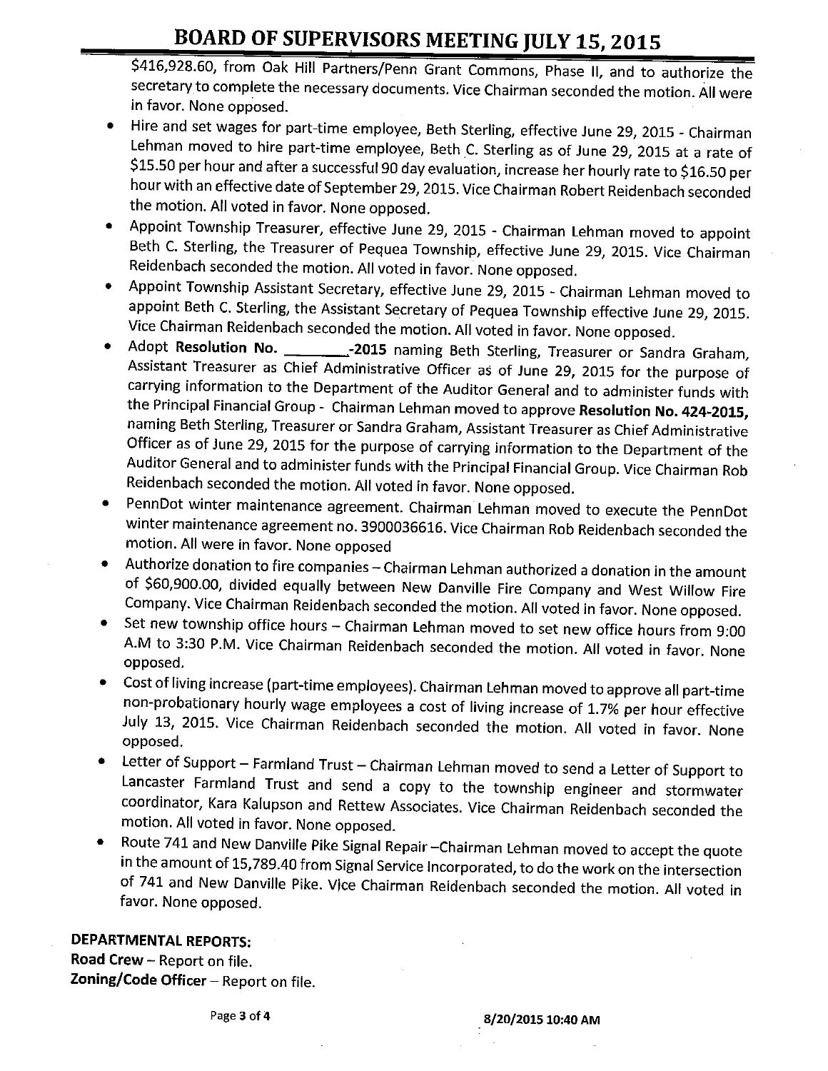$416,928.60, from Oak Hill Partners/Penn Grant Commons, Phase II, and to authorize the secretary to complete the necessary documents. Vice Chairman seconded the motion. All were in favor. None opposed.

- Hire and set wages for part-time employee, Beth Sterling, effective June 29, 2015 - Chairman Lehman moved to hire part-time employee, Beth C. Sterling as of June 29, 2015 at a rate of $15.50 per hour and after a successful 90 day evaluation, increase her hourly rate to $16.50 per hour with an effective date of September 29, 2015. Vice Chairman Robert Reidenbach seconded the motion. All voted in favor. None opposed.
- Appoint Township Treasurer, effective June 29, 2015 - Chairman Lehman moved to appoint Beth C. Sterling, the Treasurer of Pequea Township, effective June 29, 2015. Vice Chairman Reidenbach seconded the motion. All voted in favor. None opposed.
- Appoint Township Assistant Secretary, effective June 29, 2015 - Chairman Lehman moved to appoint Beth C. Sterling, the Assistant Secretary of Pequea Township effective June 29, 2015. Vice Chairman Reidenbach seconded the motion. All voted in favor. None opposed.
- Adopt **Resolution No. \_\_\_\_\_\_\_\_-2015** naming Beth Sterling, Treasurer or Sandra Graham, Assistant Treasurer as Chief Administrative Officer as of June 29, 2015 for the purpose of carrying information to the Department of the Auditor General and to administer funds with the Principal Financial Group - Chairman Lehman moved to approve **Resolution No. 424-2015,** naming Beth Sterling, Treasurer or Sandra Graham, Assistant Treasurer as Chief Administrative Officer as of June 29, 2015 for the purpose of carrying information to the Department of the Auditor General and to administer funds with the Principal Financial Group. Vice Chairman Rob Reidenbach seconded the motion. All voted in favor. None opposed.
- PennDot winter maintenance agreement. Chairman Lehman moved to execute the PennDot winter maintenance agreement no. 3900036616. Vice Chairman Rob Reidenbach seconded the motion. All were in favor. None opposed
- Authorize donation to fire companies – Chairman Lehman authorized a donation in the amount of $60,900.00, divided equally between New Danville Fire Company and West Willow Fire Company. Vice Chairman Reidenbach seconded the motion. All voted in favor. None opposed.
- Set new township office hours – Chairman Lehman moved to set new office hours from 9:00 A.M to 3:30 P.M. Vice Chairman Reidenbach seconded the motion. All voted in favor. None opposed.
- Cost of living increase (part-time employees). Chairman Lehman moved to approve all part-time non-probationary hourly wage employees a cost of living increase of 1.7% per hour effective July 13, 2015. Vice Chairman Reidenbach seconded the motion. All voted in favor. None opposed.
- Letter of Support – Farmland Trust – Chairman Lehman moved to send a Letter of Support to Lancaster Farmland Trust and send a copy to the township engineer and stormwater coordinator, Kara Kalupson and Rettew Associates. Vice Chairman Reidenbach seconded the motion. All voted in favor. None opposed.
- Route 741 and New Danville Pike Signal Repair –Chairman Lehman moved to accept the quote in the amount of 15,789.40 from Signal Service Incorporated, to do the work on the intersection of 741 and New Danville Pike. Vice Chairman Reidenbach seconded the motion. All voted in favor. None opposed.

**DEPARTMENTAL REPORTS:**

**Road Crew** – Report on file.

**Zoning/Code Officer** – Report on file.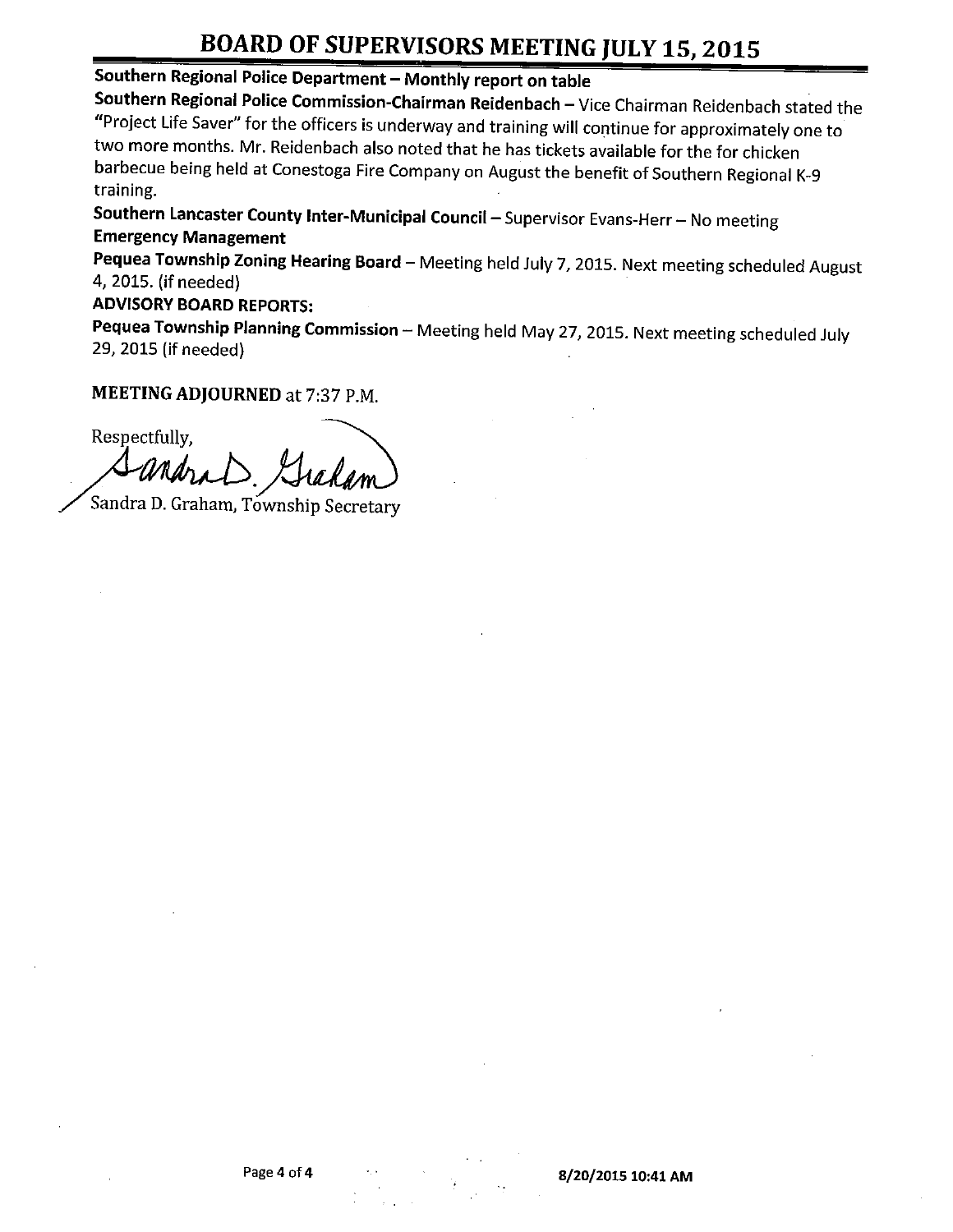**Southern Regional Police Department – Monthly report on table**

**Southern Regional Police Commission-Chairman Reidenbach** – Vice Chairman Reidenbach stated the "Project Life Saver" for the officers is underway and training will continue for approximately one to two more months. Mr. Reidenbach also noted that he has tickets available for the for chicken barbecue being held at Conestoga Fire Company on August the benefit of Southern Regional K-9 training.

**Southern Lancaster County Inter-Municipal Council** – Supervisor Evans-Herr – No meeting

**Emergency Management**

**Pequea Township Zoning Hearing Board** – Meeting held July 7, 2015. Next meeting scheduled August 4, 2015. (if needed)

**ADVISORY BOARD REPORTS:**

**Pequea Township Planning Commission** – Meeting held May 27, 2015. Next meeting scheduled July 29, 2015 (if needed)

**MEETING ADJOURNED** at 7:37 P.M.

Respectfully,

Sandra D. Graham

Sandra D. Graham, Township Secretary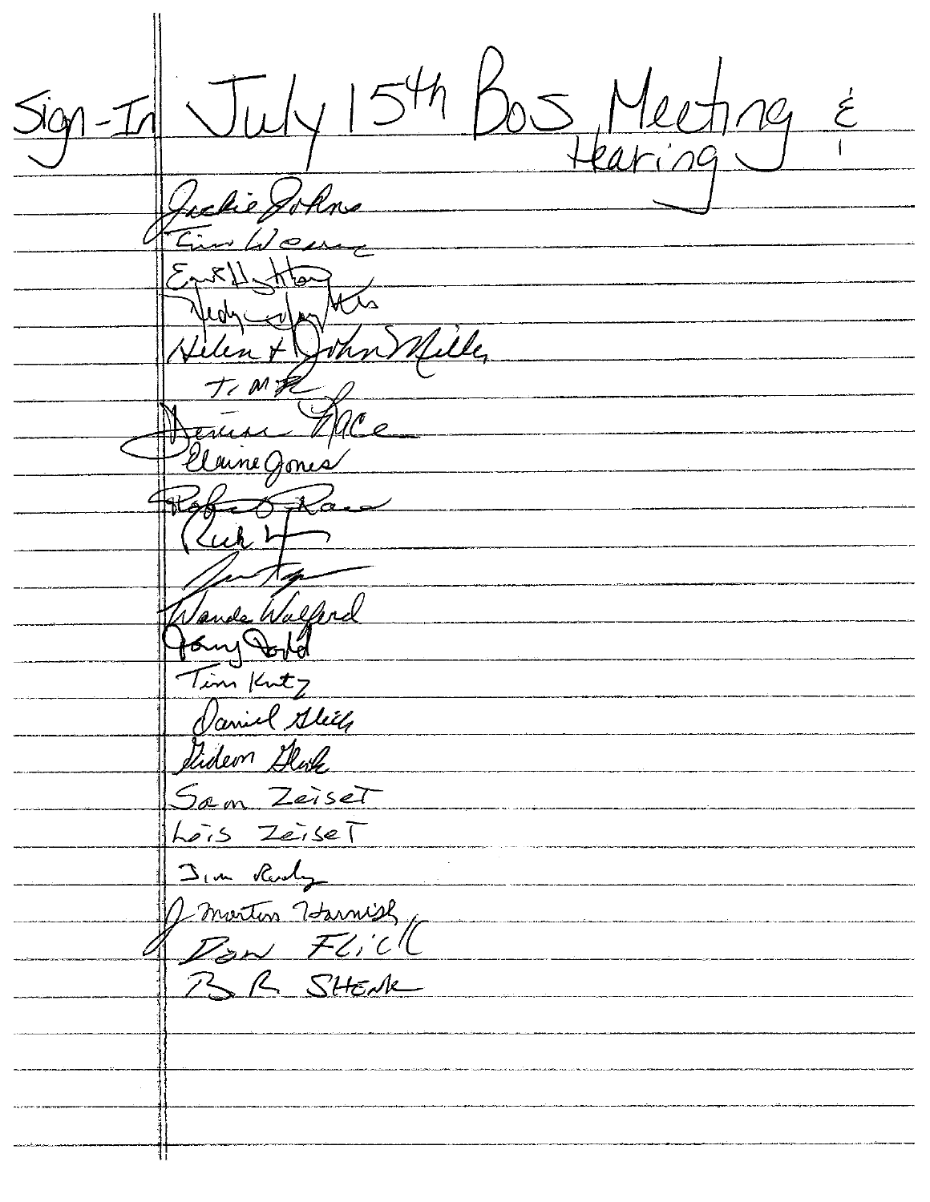# Sign-In July 15th BOS Meeting & Hearing

Jackie Johns
Tim Weaver
Earl Hostetter
Judy Hostetter
Helen & John Miller
T. M. R.
Denise Race
Elaine Jones
Robert Race
Rick
Wanda Walford
Jerry Dodd
Tim Kurtz
Daniel Glick
Gideon Glick
Sam Zeiset
Lois Zeiset
Jim Rudy
J Morton Harnish
Don Flick
B R Shenk